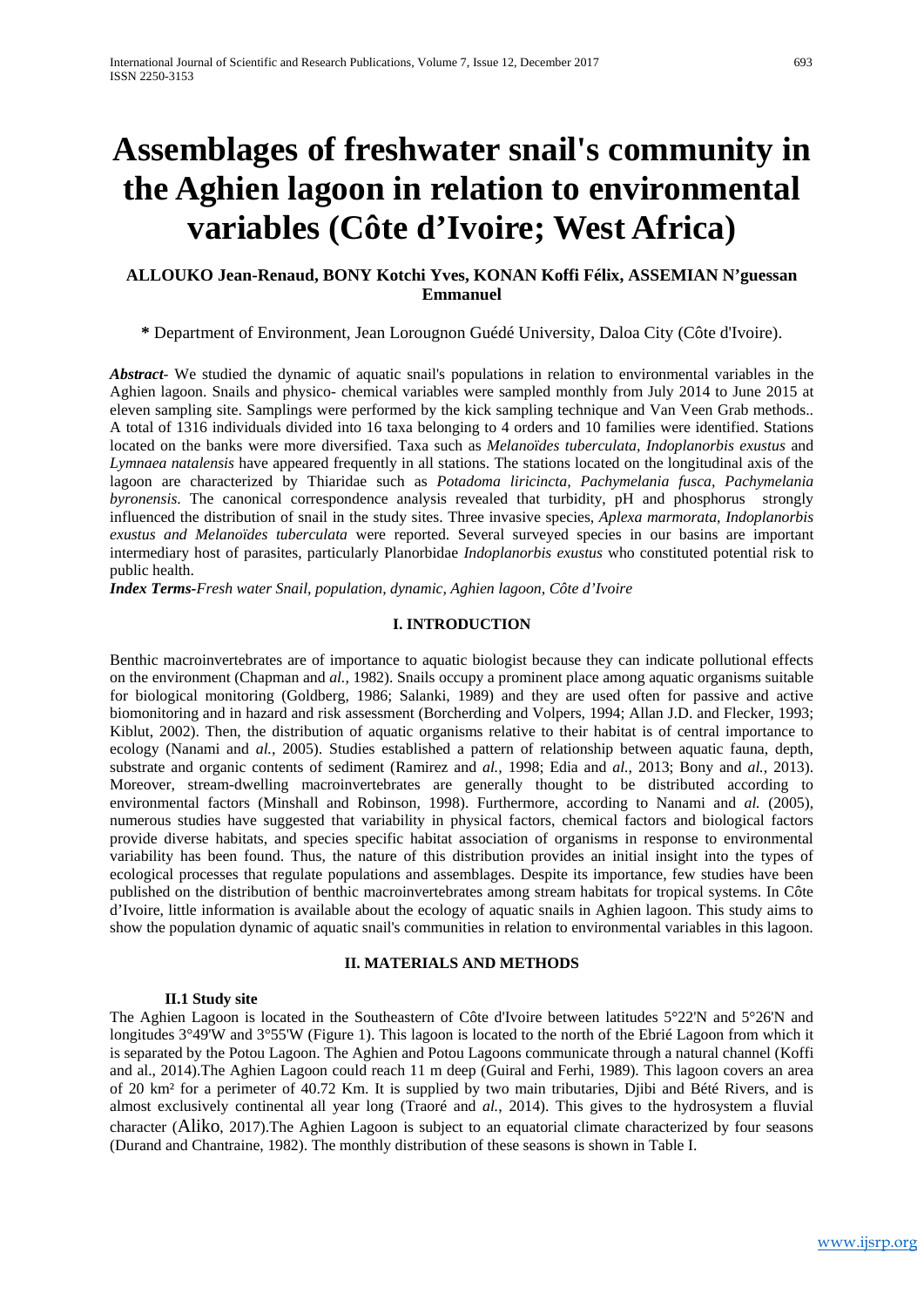# Assemblages of freshwater snail's community in the Aghien lagoon in relation to environmental variables (Côte d'Ivoire; West Africa)

**ALLOUKO Jean-Renaud, BONY Kotchi Yves, KONAN Koffi Félix, ASSEMIAN N'guessan Emmanuel**

**\*** Department of Environment, Jean Lorougnon Guédé University, Daloa City (Côte d'Ivoire).

***Abstract***- We studied the dynamic of aquatic snail's populations in relation to environmental variables in the Aghien lagoon. Snails and physico- chemical variables were sampled monthly from July 2014 to June 2015 at eleven sampling site. Samplings were performed by the kick sampling technique and Van Veen Grab methods.. A total of 1316 individuals divided into 16 taxa belonging to 4 orders and 10 families were identified. Stations located on the banks were more diversified. Taxa such as *Melanoïdes tuberculata, Indoplanorbis exustus* and *Lymnaea natalensis* have appeared frequently in all stations. The stations located on the longitudinal axis of the lagoon are characterized by Thiaridae such as *Potadoma liricincta, Pachymelania fusca, Pachymelania byronensis*. The canonical correspondence analysis revealed that turbidity, pH and phosphorus strongly influenced the distribution of snail in the study sites. Three invasive species, *Aplexa marmorata, Indoplanorbis exustus and Melanoïdes tuberculata* were reported. Several surveyed species in our basins are important intermediary host of parasites, particularly Planorbidae *Indoplanorbis exustus* who constituted potential risk to public health.

***Index Terms***-*Fresh water Snail, population, dynamic, Aghien lagoon, Côte d'Ivoire*

## I. INTRODUCTION

Benthic macroinvertebrates are of importance to aquatic biologist because they can indicate pollutional effects on the environment (Chapman and *al.*, 1982). Snails occupy a prominent place among aquatic organisms suitable for biological monitoring (Goldberg, 1986; Salanki, 1989) and they are used often for passive and active biomonitoring and in hazard and risk assessment (Borcherding and Volpers, 1994; Allan J.D. and Flecker, 1993; Kiblut, 2002). Then, the distribution of aquatic organisms relative to their habitat is of central importance to ecology (Nanami and *al.*, 2005). Studies established a pattern of relationship between aquatic fauna, depth, substrate and organic contents of sediment (Ramirez and *al.*, 1998; Edia and *al.*, 2013; Bony and *al.*, 2013). Moreover, stream-dwelling macroinvertebrates are generally thought to be distributed according to environmental factors (Minshall and Robinson, 1998). Furthermore, according to Nanami and *al.* (2005), numerous studies have suggested that variability in physical factors, chemical factors and biological factors provide diverse habitats, and species specific habitat association of organisms in response to environmental variability has been found. Thus, the nature of this distribution provides an initial insight into the types of ecological processes that regulate populations and assemblages. Despite its importance, few studies have been published on the distribution of benthic macroinvertebrates among stream habitats for tropical systems. In Côte d'Ivoire, little information is available about the ecology of aquatic snails in Aghien lagoon. This study aims to show the population dynamic of aquatic snail's communities in relation to environmental variables in this lagoon.

## II. MATERIALS AND METHODS

### II.1 Study site

The Aghien Lagoon is located in the Southeastern of Côte d'Ivoire between latitudes 5°22'N and 5°26'N and longitudes 3°49'W and 3°55'W (Figure 1). This lagoon is located to the north of the Ebrié Lagoon from which it is separated by the Potou Lagoon. The Aghien and Potou Lagoons communicate through a natural channel (Koffi and al., 2014).The Aghien Lagoon could reach 11 m deep (Guiral and Ferhi, 1989). This lagoon covers an area of 20 km² for a perimeter of 40.72 Km. It is supplied by two main tributaries, Djibi and Bété Rivers, and is almost exclusively continental all year long (Traoré and *al.*, 2014). This gives to the hydrosystem a fluvial character (Aliko, 2017).The Aghien Lagoon is subject to an equatorial climate characterized by four seasons (Durand and Chantraine, 1982). The monthly distribution of these seasons is shown in Table I.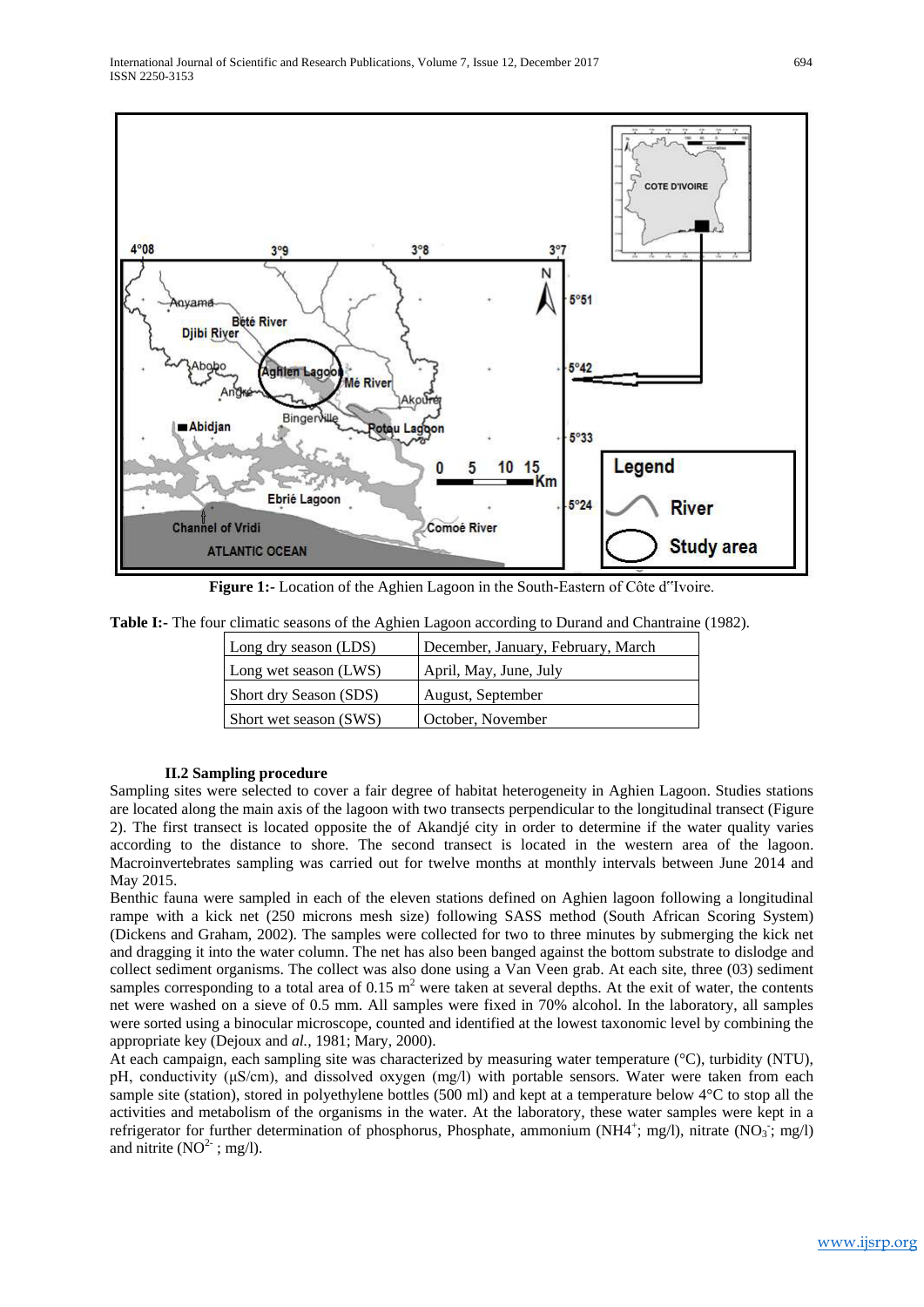**Figure 1:-** Location of the Aghien Lagoon in the South-Eastern of Côte d'Ivoire.

**Table I:-** The four climatic seasons of the Aghien Lagoon according to Durand and Chantraine (1982).

| Season | Months |
|---|---|
| Long dry season (LDS) | December, January, February, March |
| Long wet season (LWS) | April, May, June, July |
| Short dry Season (SDS) | August, September |
| Short wet season (SWS) | October, November |

### II.2 Sampling procedure

Sampling sites were selected to cover a fair degree of habitat heterogeneity in Aghien Lagoon. Studies stations are located along the main axis of the lagoon with two transects perpendicular to the longitudinal transect (Figure 2). The first transect is located opposite the of Akandjé city in order to determine if the water quality varies according to the distance to shore. The second transect is located in the western area of the lagoon. Macroinvertebrates sampling was carried out for twelve months at monthly intervals between June 2014 and May 2015.

Benthic fauna were sampled in each of the eleven stations defined on Aghien lagoon following a longitudinal rampe with a kick net (250 microns mesh size) following SASS method (South African Scoring System) (Dickens and Graham, 2002). The samples were collected for two to three minutes by submerging the kick net and dragging it into the water column. The net has also been banged against the bottom substrate to dislodge and collect sediment organisms. The collect was also done using a Van Veen grab. At each site, three (03) sediment samples corresponding to a total area of 0.15 $m^2$ were taken at several depths. At the exit of water, the contents net were washed on a sieve of 0.5 mm. All samples were fixed in 70% alcohol. In the laboratory, all samples were sorted using a binocular microscope, counted and identified at the lowest taxonomic level by combining the appropriate key (Dejoux and *al.,* 1981; Mary, 2000).

At each campaign, each sampling site was characterized by measuring water temperature (°C), turbidity (NTU), pH, conductivity (µS/cm), and dissolved oxygen (mg/l) with portable sensors. Water were taken from each sample site (station), stored in polyethylene bottles (500 ml) and kept at a temperature below 4°C to stop all the activities and metabolism of the organisms in the water. At the laboratory, these water samples were kept in a refrigerator for further determination of phosphorus, Phosphate, ammonium ($NH4^+$; mg/l), nitrate ($NO_3^-$; mg/l) and nitrite ($NO^{2-}$ ; mg/l).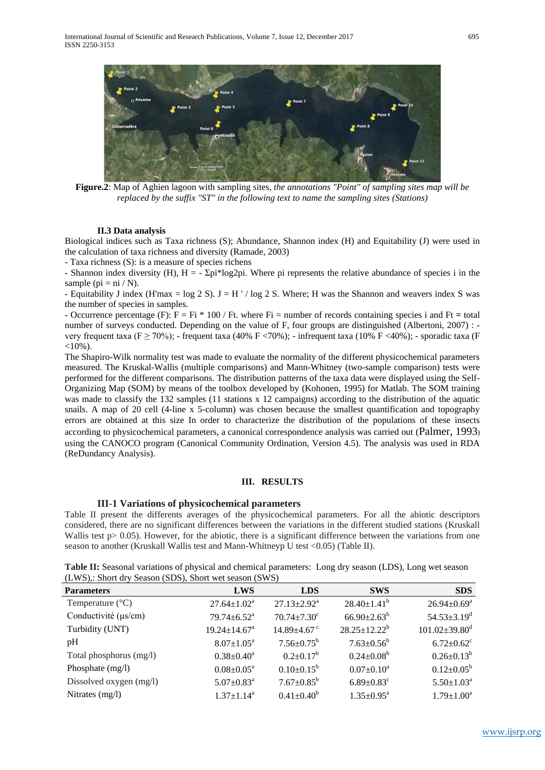**Figure.2**: Map of Aghien lagoon with sampling sites, *the annotations "Point" of sampling sites map will be replaced by the suffix "ST" in the following text to name the sampling sites (Stations)*

### II.3 Data analysis

Biological indices such as Taxa richness (S); Abundance, Shannon index (H) and Equitability (J) were used in the calculation of taxa richness and diversity (Ramade, 2003)

- Taxa richness (S): is a measure of species richens
- Shannon index diversity (H), H = - Σpi*log2pi. Where pi represents the relative abundance of species i in the sample (pi = ni / N).
- Equitability J index (H'max = log 2 S). J = H ' / log 2 S. Where; H was the Shannon and weavers index S was the number of species in samples.
- Occurrence percentage (F): F = Fi * 100 / Ft. where Fi = number of records containing species i and Ft = total number of surveys conducted. Depending on the value of F, four groups are distinguished (Albertoni, 2007) : - very frequent taxa (F ≥ 70%); - frequent taxa (40% F <70%); - infrequent taxa (10% F <40%); - sporadic taxa (F <10%).

The Shapiro-Wilk normality test was made to evaluate the normality of the different physicochemical parameters measured. The Kruskal-Wallis (multiple comparisons) and Mann-Whitney (two-sample comparison) tests were performed for the different comparisons. The distribution patterns of the taxa data were displayed using the Self-Organizing Map (SOM) by means of the toolbox developed by (Kohonen, 1995) for Matlab. The SOM training was made to classify the 132 samples (11 stations x 12 campaigns) according to the distribution of the aquatic snails. A map of 20 cell (4-line x 5-column) was chosen because the smallest quantification and topography errors are obtained at this size In order to characterize the distribution of the populations of these insects according to physicochemical parameters, a canonical correspondence analysis was carried out (Palmer, 1993) using the CANOCO program (Canonical Community Ordination, Version 4.5). The analysis was used in RDA (ReDundancy Analysis).

## III. RESULTS

### III-1 Variations of physicochemical parameters

Table II present the differents averages of the physicochemical parameters. For all the abiotic descriptors considered, there are no significant differences between the variations in the different studied stations (Kruskall Wallis test p> 0.05). However, for the abiotic, there is a significant difference between the variations from one season to another (Kruskall Wallis test and Mann-Whitneyp U test <0.05) (Table II).

**Table II:** Seasonal variations of physical and chemical parameters: Long dry season (LDS), Long wet season (LWS),: Short dry Season (SDS), Short wet season (SWS)

| Parameters | LWS | LDS | SWS | SDS |
|---|---|---|---|---|
| Temperature (°C) | $27.64\pm1.02^{a}$ | $27.13\pm2.92^{a}$ | $28.40\pm1.41^{b}$ | $26.94\pm0.69^{a}$ |
| Conductivité (µs/cm) | $79.74\pm6.52^{a}$ | $70.74\pm7.30^{c}$ | $66.90\pm2.63^{b}$ | $54.53\pm3.19^{d}$ |
| Turbidity (UNT) | $19.24\pm14.67^{a}$ | $14.89\pm4.67^{c}$ | $28.25\pm12.22^{b}$ | $101.02\pm39.80^{d}$ |
| pH | $8.07\pm1.05^{a}$ | $7.56\pm0.75^{b}$ | $7.63\pm0.56^{b}$ | $6.72\pm0.62^{c}$ |
| Total phosphorus (mg/l) | $0.38\pm0.40^{a}$ | $0.2\pm0.17^{b}$ | $0.24\pm0.08^{b}$ | $0.26\pm0.13^{b}$ |
| Phosphate (mg/l) | $0.08\pm0.05^{a}$ | $0.10\pm0.15^{b}$ | $0.07\pm0.10^{a}$ | $0.12\pm0.05^{b}$ |
| Dissolved oxygen (mg/l) | $5.07\pm0.83^{a}$ | $7.67\pm0.85^{b}$ | $6.89\pm0.83^{c}$ | $5.50\pm1.03^{a}$ |
| Nitrates (mg/l) | $1.37\pm1.14^{a}$ | $0.41\pm0.40^{b}$ | $1.35\pm0.95^{a}$ | $1.79\pm1.00^{a}$ |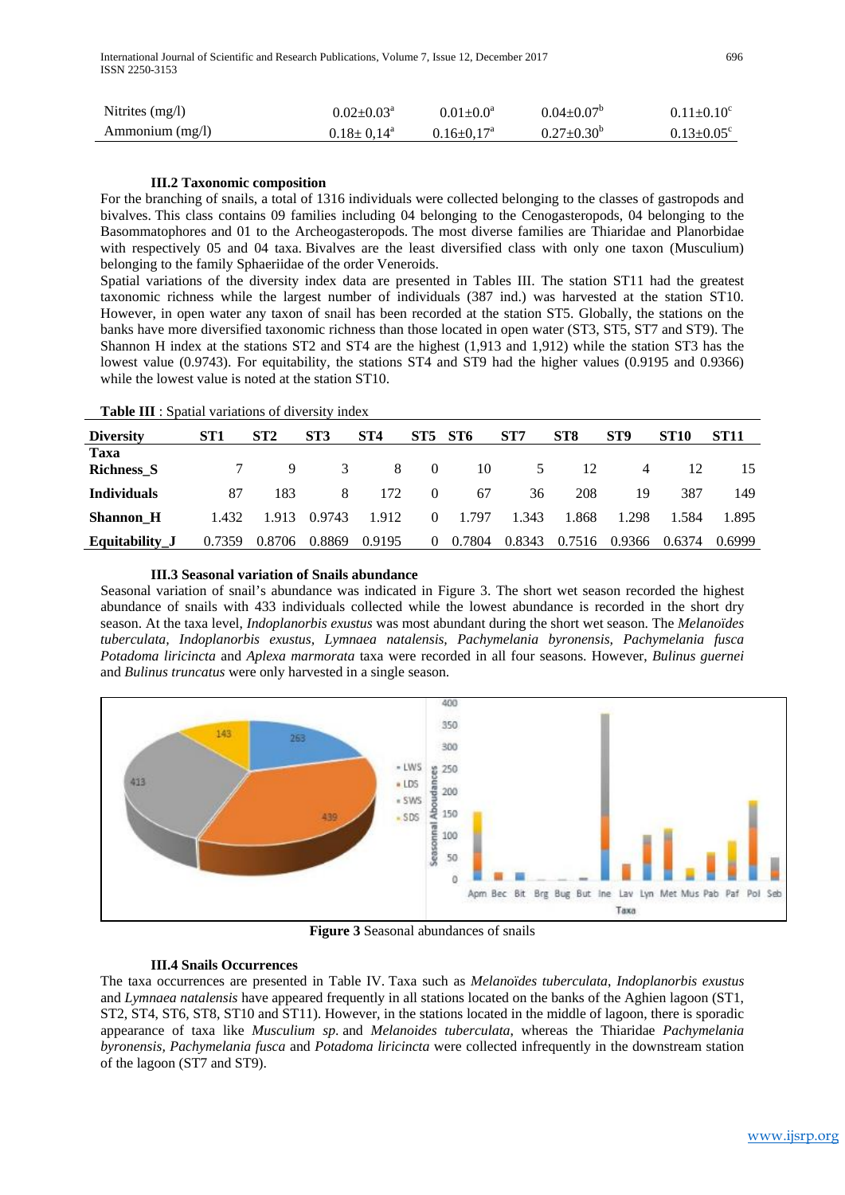| Nitrites (mg/l) | $0.02{\pm}0.03^a$ | $0.01{\pm}0.0^a$ | $0.04{\pm}0.07^b$ | $0.11{\pm}0.10^c$ |
|---|---|---|---|---|
| Ammonium (mg/l) | $0.18{\pm}$ 0,14$^a$ | $0.16{\pm}$0,17$^a$ | $0.27{\pm}0.30^b$ | $0.13{\pm}0.05^c$ |

### III.2 Taxonomic composition

For the branching of snails, a total of 1316 individuals were collected belonging to the classes of gastropods and bivalves. This class contains 09 families including 04 belonging to the Cenogasteropods, 04 belonging to the Basommatophores and 01 to the Archeogasteropods. The most diverse families are Thiaridae and Planorbidae with respectively 05 and 04 taxa. Bivalves are the least diversified class with only one taxon (Musculium) belonging to the family Sphaeriidae of the order Veneroids.

Spatial variations of the diversity index data are presented in Tables III. The station ST11 had the greatest taxonomic richness while the largest number of individuals (387 ind.) was harvested at the station ST10. However, in open water any taxon of snail has been recorded at the station ST5. Globally, the stations on the banks have more diversified taxonomic richness than those located in open water (ST3, ST5, ST7 and ST9). The Shannon H index at the stations ST2 and ST4 are the highest (1,913 and 1,912) while the station ST3 has the lowest value (0.9743). For equitability, the stations ST4 and ST9 had the higher values (0.9195 and 0.9366) while the lowest value is noted at the station ST10.

**Table III** : Spatial variations of diversity index

| Diversity | ST1 | ST2 | ST3 | ST4 | ST5 | ST6 | ST7 | ST8 | ST9 | ST10 | ST11 |
|---|---|---|---|---|---|---|---|---|---|---|---|
| **Taxa Richness_S** | 7 | 9 | 3 | 8 | 0 | 10 | 5 | 12 | 4 | 12 | 15 |
| **Individuals** | 87 | 183 | 8 | 172 | 0 | 67 | 36 | 208 | 19 | 387 | 149 |
| **Shannon_H** | 1.432 | 1.913 | 0.9743 | 1.912 | 0 | 1.797 | 1.343 | 1.868 | 1.298 | 1.584 | 1.895 |
| **Equitability_J** | 0.7359 | 0.8706 | 0.8869 | 0.9195 | 0 | 0.7804 | 0.8343 | 0.7516 | 0.9366 | 0.6374 | 0.6999 |

### III.3 Seasonal variation of Snails abundance

Seasonal variation of snail's abundance was indicated in Figure 3. The short wet season recorded the highest abundance of snails with 433 individuals collected while the lowest abundance is recorded in the short dry season. At the taxa level, *Indoplanorbis exustus* was most abundant during the short wet season. The *Melanoïdes tuberculata, Indoplanorbis exustus, Lymnaea natalensis, Pachymelania byronensis, Pachymelania fusca Potadoma liricincta* and *Aplexa marmorata* taxa were recorded in all four seasons. However, *Bulinus guernei* and *Bulinus truncatus* were only harvested in a single season.

**Figure 3** Seasonal abundances of snails

### III.4 Snails Occurrences

The taxa occurrences are presented in Table IV. Taxa such as *Melanoïdes tuberculata*, *Indoplanorbis exustus* and *Lymnaea natalensis* have appeared frequently in all stations located on the banks of the Aghien lagoon (ST1, ST2, ST4, ST6, ST8, ST10 and ST11). However, in the stations located in the middle of lagoon, there is sporadic appearance of taxa like *Musculium sp.* and *Melanoides tuberculata*, whereas the Thiaridae *Pachymelania byronensis, Pachymelania fusca* and *Potadoma liricincta* were collected infrequently in the downstream station of the lagoon (ST7 and ST9).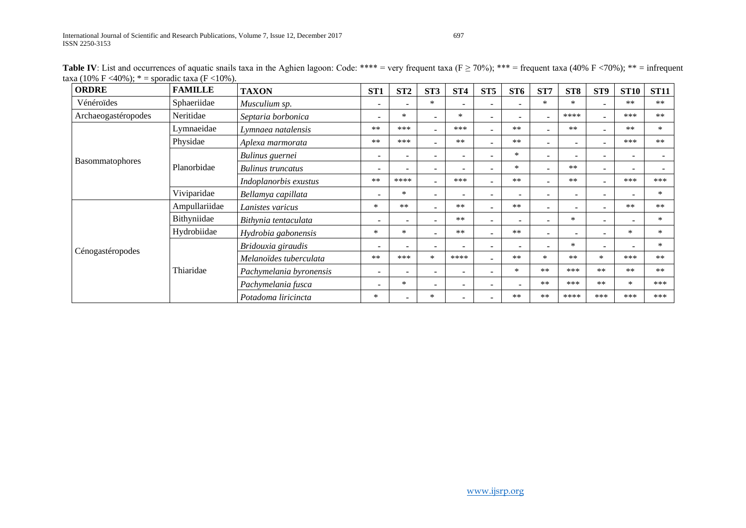**Table IV**: List and occurrences of aquatic snails taxa in the Aghien lagoon: Code: **** = very frequent taxa (F ≥ 70%); *** = frequent taxa (40% F <70%); ** = infrequent taxa (10% F <40%); * = sporadic taxa (F <10%).

| ORDRE | FAMILLE | TAXON | ST1 | ST2 | ST3 | ST4 | ST5 | ST6 | ST7 | ST8 | ST9 | ST10 | ST11 |
|---|---|---|---|---|---|---|---|---|---|---|---|---|---|
| Vénéroïdes | Sphaeriidae | *Musculium sp.* | - | - | * | - | - | - | * | * | - | ** | ** |
| Archaeogastéropodes | Neritidae | *Septaria borbonica* | - | * | - | * | - | - | - | **** | - | *** | ** |
| Basommatophores | Lymnaeidae | *Lymnaea natalensis* | ** | *** | - | *** | - | ** | - | ** | - | ** | * |
| | Physidae | *Aplexa marmorata* | ** | *** | - | ** | - | ** | - | - | - | *** | ** |
| | Planorbidae | *Bulinus guernei* | - | - | - | - | - | * | - | - | - | - | - |
| | | *Bulinus truncatus* | - | - | - | - | - | * | - | ** | - | - | - |
| | | *Indoplanorbis exustus* | ** | **** | - | *** | - | ** | - | ** | - | *** | *** |
| | Viviparidae | *Bellamya capillata* | - | * | - | - | - | - | - | - | - | - | * |
| Cénogastéropodes | Ampullariidae | *Lanistes varicus* | * | ** | - | ** | - | ** | - | - | - | ** | ** |
| | Bithyniidae | *Bithynia tentaculata* | - | - | - | ** | - | - | - | * | - | - | * |
| | Hydrobiidae | *Hydrobia gabonensis* | * | * | - | ** | - | ** | - | - | - | * | * |
| | Thiaridae | *Bridouxia giraudis* | - | - | - | - | - | - | - | * | - | - | * |
| | | *Melanoïdes tuberculata* | ** | *** | * | **** | - | ** | * | ** | * | *** | ** |
| | | *Pachymelania byronensis* | - | - | - | - | - | * | ** | *** | ** | ** | ** |
| | | *Pachymelania fusca* | - | * | - | - | - | - | ** | *** | ** | * | *** |
| | | *Potadoma liricincta* | * | - | * | - | - | ** | ** | **** | *** | *** | *** |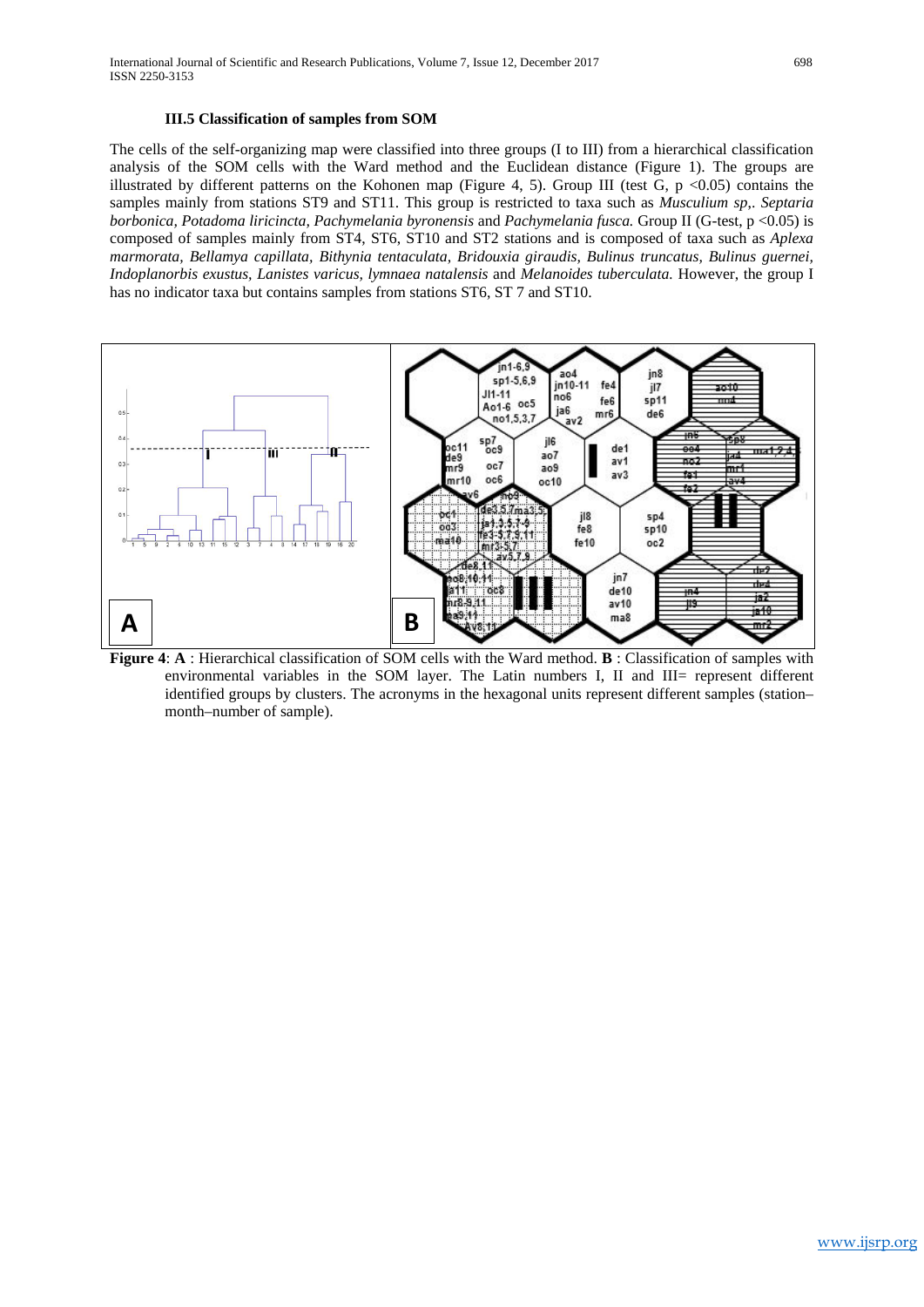### III.5 Classification of samples from SOM

The cells of the self-organizing map were classified into three groups (I to III) from a hierarchical classification analysis of the SOM cells with the Ward method and the Euclidean distance (Figure 1). The groups are illustrated by different patterns on the Kohonen map (Figure 4, 5). Group III (test G, p <0.05) contains the samples mainly from stations ST9 and ST11. This group is restricted to taxa such as *Musculium sp,. Septaria borbonica, Potadoma liricincta, Pachymelania byronensis* and *Pachymelania fusca.* Group II (G-test, p <0.05) is composed of samples mainly from ST4, ST6, ST10 and ST2 stations and is composed of taxa such as *Aplexa marmorata, Bellamya capillata, Bithynia tentaculata, Bridouxia giraudis, Bulinus truncatus, Bulinus guernei, Indoplanorbis exustus, Lanistes varicus, lymnaea natalensis* and *Melanoides tuberculata.* However, the group I has no indicator taxa but contains samples from stations ST6, ST 7 and ST10.

**Figure 4**: **A** : Hierarchical classification of SOM cells with the Ward method. **B** : Classification of samples with environmental variables in the SOM layer. The Latin numbers I, II and III= represent different identified groups by clusters. The acronyms in the hexagonal units represent different samples (station–month–number of sample).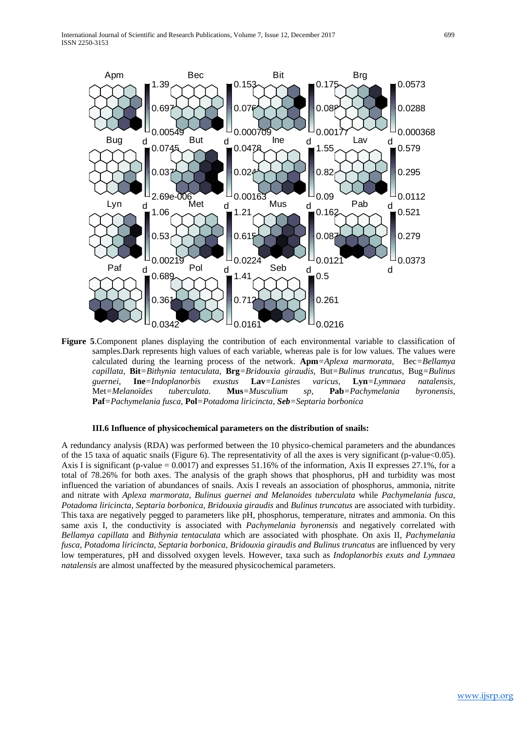**Figure 5**.Component planes displaying the contribution of each environmental variable to classification of samples.Dark represents high values of each variable, whereas pale is for low values. The values were calculated during the learning process of the network. **Apm**=*Aplexa marmorata*, Bec=*Bellamya capillata*, **Bit**=*Bithynia tentaculata*, **Brg**=*Bridouxia giraudis*, But=*Bulinus truncatus*, Bug=*Bulinus guernei*, **Ine**=*Indoplanorbis exustus* **Lav**=*Lanistes varicus*, **Lyn**=*Lymnaea natalensis*, Met=*Melanoïdes tuberculata.* **Mus**=*Musculium sp*, **Pab**=*Pachymelania byronensis*, **Paf**=*Pachymelania fusca*, **Pol**=*Potadoma liricincta*, ***Seb***=*Septaria borbonica*

### III.6 Influence of physicochemical parameters on the distribution of snails:

A redundancy analysis (RDA) was performed between the 10 physico-chemical parameters and the abundances of the 15 taxa of aquatic snails (Figure 6). The representativity of all the axes is very significant (p-value<0.05). Axis I is significant (p-value = 0.0017) and expresses 51.16% of the information, Axis II expresses 27.1%, for a total of 78.26% for both axes. The analysis of the graph shows that phosphorus, pH and turbidity was most influenced the variation of abundances of snails. Axis I reveals an association of phosphorus, ammonia, nitrite and nitrate with *Aplexa marmorata, Bulinus guernei and Melanoides tuberculata* while *Pachymelania fusca, Potadoma liricincta, Septaria borbonica, Bridouxia giraudis* and *Bulinus truncatus* are associated with turbidity. This taxa are negatively pegged to parameters like pH, phosphorus, temperature, nitrates and ammonia. On this same axis I, the conductivity is associated with *Pachymelania byronensis* and negatively correlated with *Bellamya capillata* and *Bithynia tentaculata* which are associated with phosphate. On axis II, *Pachymelania fusca, Potadoma liricincta, Septaria borbonica, Bridouxia giraudis and Bulinus truncatus* are influenced by very low temperatures, pH and dissolved oxygen levels. However, taxa such as *Indoplanorbis exuts and Lymnaea natalensis* are almost unaffected by the measured physicochemical parameters.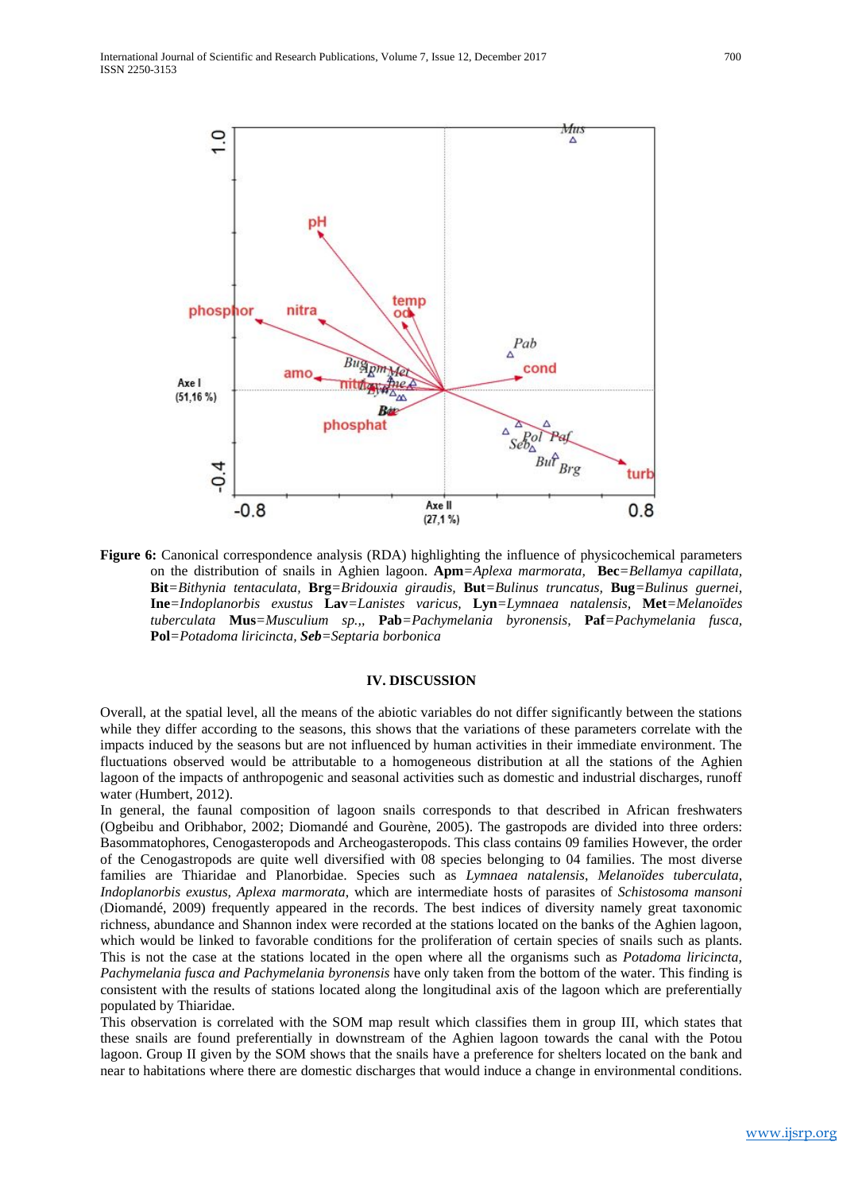**Figure 6:** Canonical correspondence analysis (RDA) highlighting the influence of physicochemical parameters on the distribution of snails in Aghien lagoon. **Apm**=*Aplexa marmorata,* **Bec**=*Bellamya capillata,* **Bit**=*Bithynia tentaculata,* **Brg**=*Bridouxia giraudis,* **But**=*Bulinus truncatus,* **Bug**=*Bulinus guernei,* **Ine**=*Indoplanorbis exustus* **Lav**=*Lanistes varicus,* **Lyn**=*Lymnaea natalensis,* **Met**=*Melanoïdes tuberculata* **Mus**=*Musculium sp.,,* **Pab**=*Pachymelania byronensis,* **Paf**=*Pachymelania fusca,* **Pol**=*Potadoma liricincta,* ***Seb***=*Septaria borbonica*

## IV. DISCUSSION

Overall, at the spatial level, all the means of the abiotic variables do not differ significantly between the stations while they differ according to the seasons, this shows that the variations of these parameters correlate with the impacts induced by the seasons but are not influenced by human activities in their immediate environment. The fluctuations observed would be attributable to a homogeneous distribution at all the stations of the Aghien lagoon of the impacts of anthropogenic and societal activities such as domestic and industrial discharges, runoff water (Humbert, 2012).

In general, the faunal composition of lagoon snails corresponds to that described in African freshwaters (Ogbeibu and Oribhabor, 2002; Diomandé and Gourène, 2005). The gastropods are divided into three orders: Basommatophores, Cenogasteropods and Archeogasteropods. This class contains 09 families However, the order of the Cenogastropods are quite well diversified with 08 species belonging to 04 families. The most diverse families are Thiaridae and Planorbidae. Species such as *Lymnaea natalensis*, *Melanoïdes tuberculata, Indoplanorbis exustus, Aplexa marmorata*, which are intermediate hosts of parasites of *Schistosoma mansoni* (Diomandé, 2009) frequently appeared in the records. The best indices of diversity namely great taxonomic richness, abundance and Shannon index were recorded at the stations located on the banks of the Aghien lagoon, which would be linked to favorable conditions for the proliferation of certain species of snails such as plants. This is not the case at the stations located in the open where all the organisms such as *Potadoma liricincta, Pachymelania fusca and Pachymelania byronensis* have only taken from the bottom of the water. This finding is consistent with the results of stations located along the longitudinal axis of the lagoon which are preferentially populated by Thiaridae.

This observation is correlated with the SOM map result which classifies them in group III, which states that these snails are found preferentially in downstream of the Aghien lagoon towards the canal with the Potou lagoon. Group II given by the SOM shows that the snails have a preference for shelters located on the bank and near to habitations where there are domestic discharges that would induce a change in environmental conditions.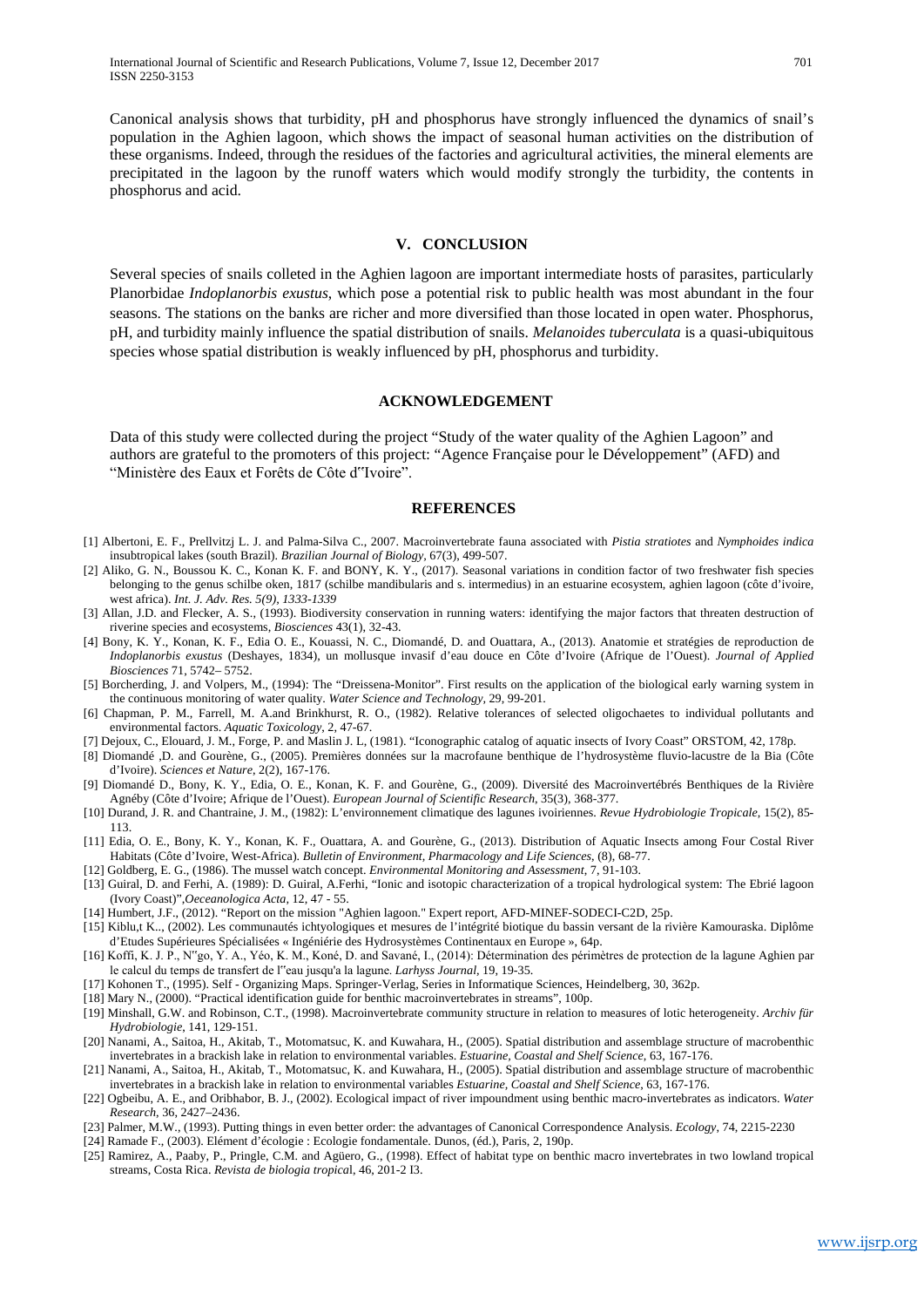Canonical analysis shows that turbidity, pH and phosphorus have strongly influenced the dynamics of snail's population in the Aghien lagoon, which shows the impact of seasonal human activities on the distribution of these organisms. Indeed, through the residues of the factories and agricultural activities, the mineral elements are precipitated in the lagoon by the runoff waters which would modify strongly the turbidity, the contents in phosphorus and acid.

## V. CONCLUSION

Several species of snails colleted in the Aghien lagoon are important intermediate hosts of parasites, particularly Planorbidae *Indoplanorbis exustus*, which pose a potential risk to public health was most abundant in the four seasons. The stations on the banks are richer and more diversified than those located in open water. Phosphorus, pH, and turbidity mainly influence the spatial distribution of snails. *Melanoides tuberculata* is a quasi-ubiquitous species whose spatial distribution is weakly influenced by pH, phosphorus and turbidity.

## ACKNOWLEDGEMENT

Data of this study were collected during the project "Study of the water quality of the Aghien Lagoon" and authors are grateful to the promoters of this project: "Agence Française pour le Développement" (AFD) and "Ministère des Eaux et Forêts de Côte d‟Ivoire".

## REFERENCES

[1] Albertoni, E. F., Prellvitzj L. J. and Palma-Silva C., 2007. Macroinvertebrate fauna associated with *Pistia stratiotes* and *Nymphoides indica* insubtropical lakes (south Brazil). *Brazilian Journal of Biology*, 67(3), 499-507.

[2] Aliko, G. N., Boussou K. C., Konan K. F. and BONY, K. Y., (2017). Seasonal variations in condition factor of two freshwater fish species belonging to the genus schilbe oken, 1817 (schilbe mandibularis and s. intermedius) in an estuarine ecosystem, aghien lagoon (côte d'ivoire, west africa). *Int. J. Adv. Res. 5(9), 1333-1339*

[3] Allan, J.D. and Flecker, A. S., (1993). Biodiversity conservation in running waters: identifying the major factors that threaten destruction of riverine species and ecosystems, *Biosciences* 43(1), 32-43.

[4] Bony, K. Y., Konan, K. F., Edia O. E., Kouassi, N. C., Diomandé, D. and Ouattara, A., (2013). Anatomie et stratégies de reproduction de *Indoplanorbis exustus* (Deshayes, 1834), un mollusque invasif d'eau douce en Côte d'Ivoire (Afrique de l'Ouest). *Journal of Applied Biosciences* 71, 5742– 5752.

[5] Borcherding, J. and Volpers, M., (1994): The "Dreissena-Monitor". First results on the application of the biological early warning system in the continuous monitoring of water quality. *Water Science and Technology*, 29, 99-201.

[6] Chapman, P. M., Farrell, M. A.and Brinkhurst, R. O., (1982). Relative tolerances of selected oligochaetes to individual pollutants and environmental factors. *Aquatic Toxicology*, 2, 47-67.

[7] Dejoux, C., Elouard, J. M., Forge, P. and Maslin J. L, (1981). "Iconographic catalog of aquatic insects of Ivory Coast" ORSTOM, 42, 178p.

[8] Diomandé ,D. and Gourène, G., (2005). Premières données sur la macrofaune benthique de l'hydrosystème fluvio-lacustre de la Bia (Côte d'Ivoire). *Sciences et Nature*, 2(2), 167-176.

[9] Diomandé D., Bony, K. Y., Edia, O. E., Konan, K. F. and Gourène, G., (2009). Diversité des Macroinvertébrés Benthiques de la Rivière Agnéby (Côte d'Ivoire; Afrique de l'Ouest). *European Journal of Scientific Research*, 35(3), 368-377.

[10] Durand, J. R. and Chantraine, J. M., (1982): L'environnement climatique des lagunes ivoiriennes. *Revue Hydrobiologie Tropicale*, 15(2), 85-113.

[11] Edia, O. E., Bony, K. Y., Konan, K. F., Ouattara, A. and Gourène, G., (2013). Distribution of Aquatic Insects among Four Costal River Habitats (Côte d'Ivoire, West-Africa). *Bulletin of Environment, Pharmacology and Life Sciences*, (8), 68-77.

[12] Goldberg, E. G., (1986). The mussel watch concept. *Environmental Monitoring and Assessment*, 7, 91-103.

[13] Guiral, D. and Ferhi, A. (1989): D. Guiral, A.Ferhi, "Ionic and isotopic characterization of a tropical hydrological system: The Ebrié lagoon (Ivory Coast)",*Oeceanologica Acta*, 12, 47 - 55.

[14] Humbert, J.F., (2012). "Report on the mission "Aghien lagoon." Expert report, AFD-MINEF-SODECI-C2D, 25p.

[15] Kiblu,t K.., (2002). Les communautés ichtyologiques et mesures de l'intégrité biotique du bassin versant de la rivière Kamouraska. Diplôme d'Etudes Supérieures Spécialisées « Ingéniérie des Hydrosystèmes Continentaux en Europe », 64p.

[16] Koffi, K. J. P., N‟go, Y. A., Yéo, K. M., Koné, D. and Savané, I., (2014): Détermination des périmètres de protection de la lagune Aghien par le calcul du temps de transfert de l‟eau jusqu'a la lagune. *Larhyss Journal*, 19, 19-35.

[17] Kohonen T., (1995). Self - Organizing Maps. Springer-Verlag, Series in Informatique Sciences, Heindelberg, 30, 362p.

[18] Mary N., (2000). "Practical identification guide for benthic macroinvertebrates in streams", 100p.

[19] Minshall, G.W. and Robinson, C.T., (1998). Macroinvertebrate community structure in relation to measures of lotic heterogeneity. *Archiv für Hydrobiologie*, 141, 129-151.

[20] Nanami, A., Saitoa, H., Akitab, T., Motomatsuc, K. and Kuwahara, H., (2005). Spatial distribution and assemblage structure of macrobenthic invertebrates in a brackish lake in relation to environmental variables. *Estuarine, Coastal and Shelf Science*, 63, 167-176.

[21] Nanami, A., Saitoa, H., Akitab, T., Motomatsuc, K. and Kuwahara, H., (2005). Spatial distribution and assemblage structure of macrobenthic invertebrates in a brackish lake in relation to environmental variables *Estuarine, Coastal and Shelf Science*, 63, 167-176.

[22] Ogbeibu, A. E., and Oribhabor, B. J., (2002). Ecological impact of river impoundment using benthic macro-invertebrates as indicators. *Water Research*, 36, 2427–2436.

[23] Palmer, M.W., (1993). Putting things in even better order: the advantages of Canonical Correspondence Analysis. *Ecology*, 74, 2215-2230

[24] Ramade F., (2003). Elément d'écologie : Ecologie fondamentale. Dunos, (éd.), Paris, 2, 190p.

[25] Ramirez, A., Paaby, P., Pringle, C.M. and Agüero, G., (1998). Effect of habitat type on benthic macro invertebrates in two lowland tropical streams, Costa Rica. *Revista de biologia tropica*l, 46, 201-2 I3.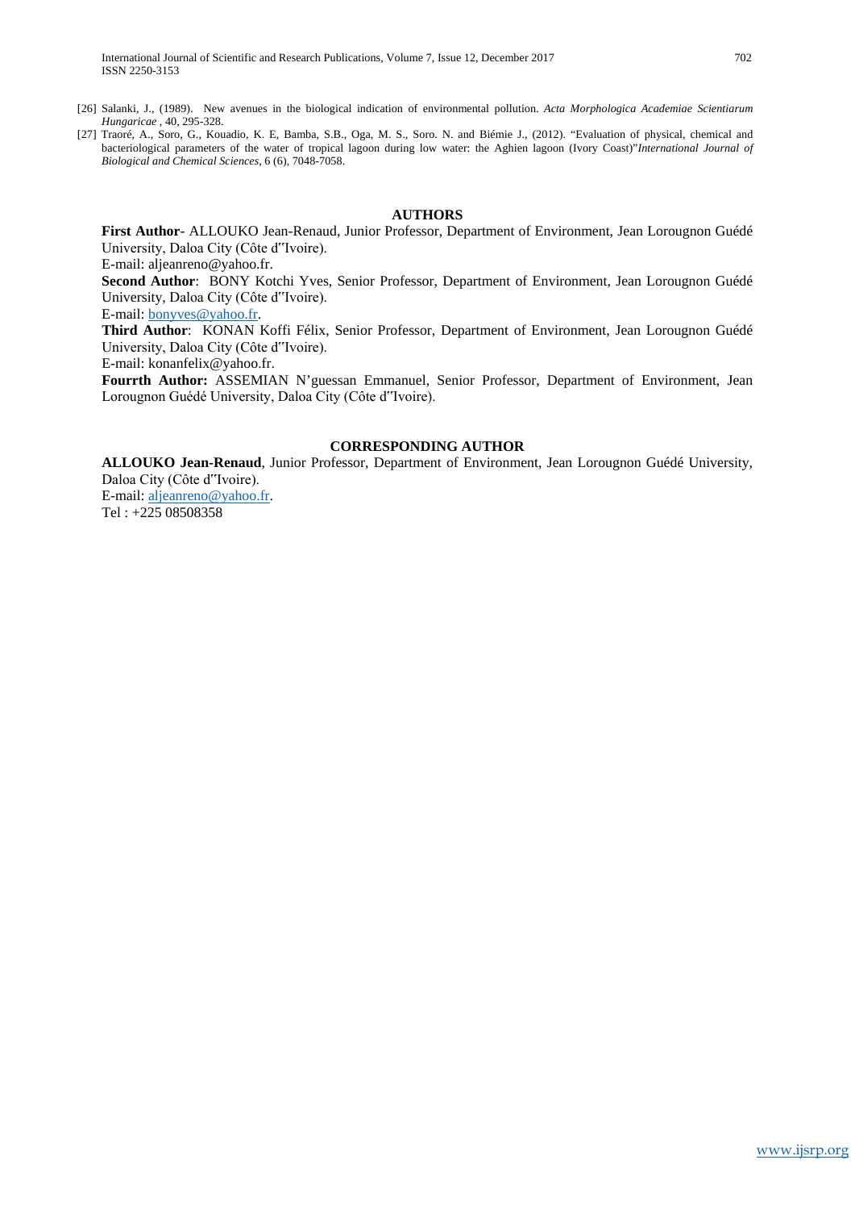[26] Salanki, J., (1989). New avenues in the biological indication of environmental pollution. *Acta Morphologica Academiae Scientiarum Hungaricae* , 40, 295-328.

[27] Traoré, A., Soro, G., Kouadio, K. E, Bamba, S.B., Oga, M. S., Soro. N. and Biémie J., (2012). "Evaluation of physical, chemical and bacteriological parameters of the water of tropical lagoon during low water: the Aghien lagoon (Ivory Coast)"*International Journal of Biological and Chemical Sciences*, 6 (6), 7048-7058.

## AUTHORS

**First Author**- ALLOUKO Jean-Renaud, Junior Professor, Department of Environment, Jean Lorougnon Guédé University, Daloa City (Côte d"Ivoire).
E-mail: aljeanreno@yahoo.fr.

**Second Author**: BONY Kotchi Yves, Senior Professor, Department of Environment, Jean Lorougnon Guédé University, Daloa City (Côte d"Ivoire).
E-mail: bonyves@yahoo.fr.

**Third Author**: KONAN Koffi Félix, Senior Professor, Department of Environment, Jean Lorougnon Guédé University, Daloa City (Côte d"Ivoire).
E-mail: konanfelix@yahoo.fr.

**Fourrth Author:** ASSEMIAN N'guessan Emmanuel, Senior Professor, Department of Environment, Jean Lorougnon Guédé University, Daloa City (Côte d"Ivoire).

## CORRESPONDING AUTHOR

**ALLOUKO Jean-Renaud**, Junior Professor, Department of Environment, Jean Lorougnon Guédé University, Daloa City (Côte d"Ivoire).
E-mail: aljeanreno@yahoo.fr.
Tel : +225 08508358